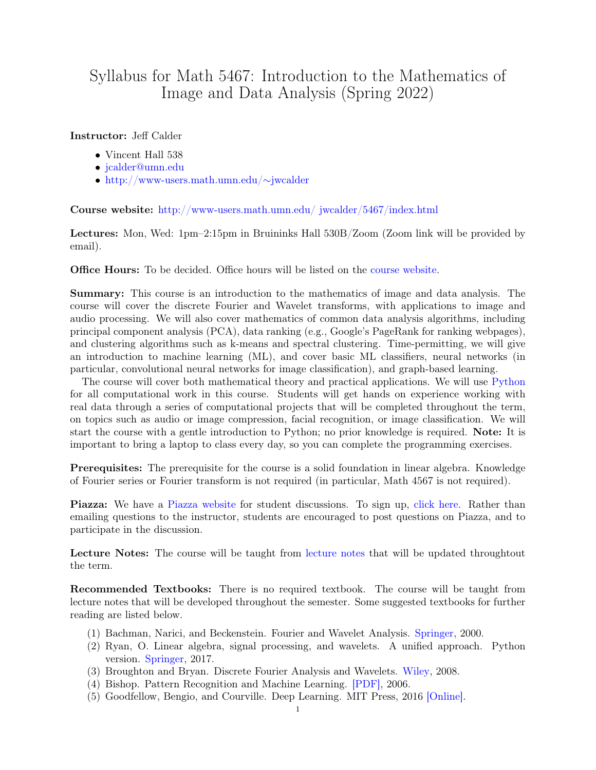# Syllabus for Math 5467: Introduction to the Mathematics of Image and Data Analysis (Spring 2022)

**Instructor:** Jeff Calder

- Vincent Hall 538
- jcalder@umn.edu
- http://www-users.math.umn.edu/∼jwcalder

**Course website:** http://www-users.math.umn.edu/ jwcalder/5467/index.html

**Lectures:** Mon, Wed: 1pm–2:15pm in Bruininks Hall 530B/Zoom (Zoom link will be provided by email).

**Office Hours:** To be decided. Office hours will be listed on the course website.

**Summary:** This course is an introduction to the mathematics of image and data analysis. The course will cover the discrete Fourier and Wavelet transforms, with applications to image and audio processing. We will also cover mathematics of common data analysis algorithms, including principal component analysis (PCA), data ranking (e.g., Google's PageRank for ranking webpages), and clustering algorithms such as k-means and spectral clustering. Time-permitting, we will give an introduction to machine learning (ML), and cover basic ML classifiers, neural networks (in particular, convolutional neural networks for image classification), and graph-based learning.

The course will cover both mathematical theory and practical applications. We will use Python for all computational work in this course. Students will get hands on experience working with real data through a series of computational projects that will be completed throughout the term, on topics such as audio or image compression, facial recognition, or image classification. We will start the course with a gentle introduction to Python; no prior knowledge is required. **Note:** It is important to bring a laptop to class every day, so you can complete the programming exercises.

**Prerequisites:** The prerequisite for the course is a solid foundation in linear algebra. Knowledge of Fourier series or Fourier transform is not required (in particular, Math 4567 is not required).

**Piazza:** We have a Piazza website for student discussions. To sign up, click here. Rather than emailing questions to the instructor, students are encouraged to post questions on Piazza, and to participate in the discussion.

**Lecture Notes:** The course will be taught from lecture notes that will be updated throughtout the term.

**Recommended Textbooks:** There is no required textbook. The course will be taught from lecture notes that will be developed throughout the semester. Some suggested textbooks for further reading are listed below.

1. Bachman, Narici, and Beckenstein. Fourier and Wavelet Analysis. Springer, 2000.
2. Ryan, O. Linear algebra, signal processing, and wavelets. A unified approach. Python version. Springer, 2017.
3. Broughton and Bryan. Discrete Fourier Analysis and Wavelets. Wiley, 2008.
4. Bishop. Pattern Recognition and Machine Learning. [PDF], 2006.
5. Goodfellow, Bengio, and Courville. Deep Learning. MIT Press, 2016 [Online].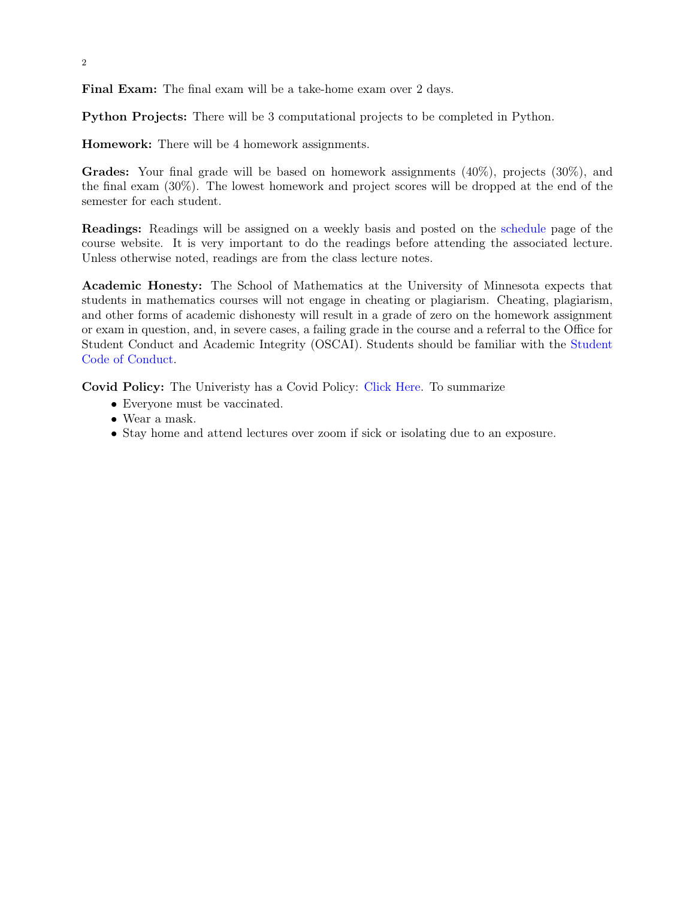**Final Exam:** The final exam will be a take-home exam over 2 days.

**Python Projects:** There will be 3 computational projects to be completed in Python.

**Homework:** There will be 4 homework assignments.

**Grades:** Your final grade will be based on homework assignments (40%), projects (30%), and the final exam (30%). The lowest homework and project scores will be dropped at the end of the semester for each student.

**Readings:** Readings will be assigned on a weekly basis and posted on the schedule page of the course website. It is very important to do the readings before attending the associated lecture. Unless otherwise noted, readings are from the class lecture notes.

**Academic Honesty:** The School of Mathematics at the University of Minnesota expects that students in mathematics courses will not engage in cheating or plagiarism. Cheating, plagiarism, and other forms of academic dishonesty will result in a grade of zero on the homework assignment or exam in question, and, in severe cases, a failing grade in the course and a referral to the Office for Student Conduct and Academic Integrity (OSCAI). Students should be familiar with the Student Code of Conduct.

**Covid Policy:** The Univeristy has a Covid Policy: Click Here. To summarize

- Everyone must be vaccinated.
- Wear a mask.
- Stay home and attend lectures over zoom if sick or isolating due to an exposure.